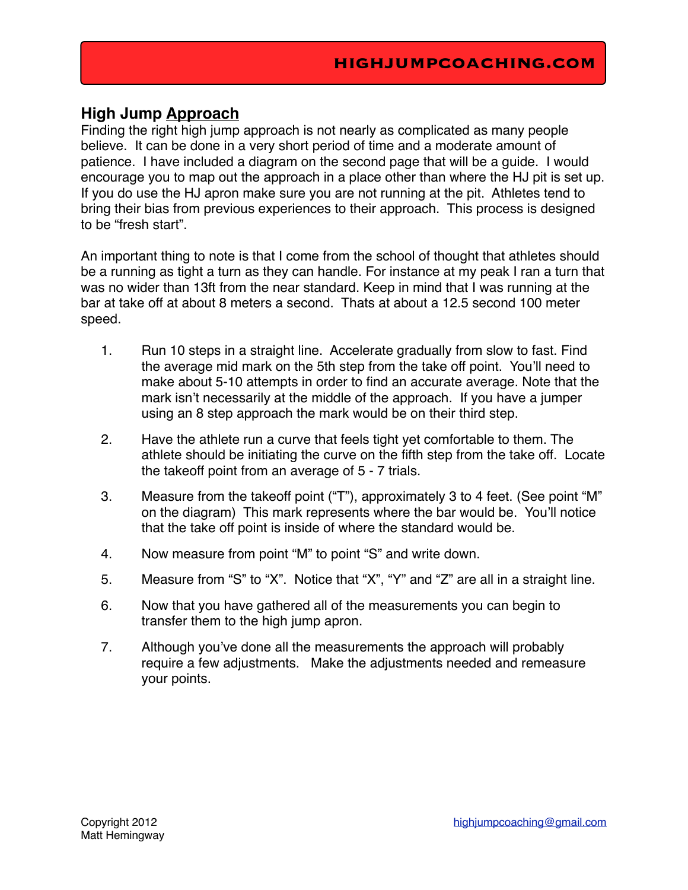## High Jump Approach

Finding the right high jump approach is not nearly as complicated as many people believe. It can be done in a very short period of time and a moderate amount of patience. I have included a diagram on the second page that will be a guide. I would encourage you to map out the approach in a place other than where the HJ pit is set up. If you do use the HJ apron make sure you are not running at the pit. Athletes tend to bring their bias from previous experiences to their approach. This process is designed to be "fresh start".

An important thing to note is that I come from the school of thought that athletes should be a running as tight a turn as they can handle. For instance at my peak I ran a turn that was no wider than 13ft from the near standard. Keep in mind that I was running at the bar at take off at about 8 meters a second. Thats at about a 12.5 second 100 meter speed.

1. Run 10 steps in a straight line. Accelerate gradually from slow to fast. Find the average mid mark on the 5th step from the take off point. You'll need to make about 5-10 attempts in order to find an accurate average. Note that the mark isn't necessarily at the middle of the approach. If you have a jumper using an 8 step approach the mark would be on their third step.

2. Have the athlete run a curve that feels tight yet comfortable to them. The athlete should be initiating the curve on the fifth step from the take off. Locate the takeoff point from an average of 5 - 7 trials.

3. Measure from the takeoff point ("T"), approximately 3 to 4 feet. (See point "M" on the diagram) This mark represents where the bar would be. You'll notice that the take off point is inside of where the standard would be.

4. Now measure from point "M" to point "S" and write down.

5. Measure from "S" to "X". Notice that "X", "Y" and "Z" are all in a straight line.

6. Now that you have gathered all of the measurements you can begin to transfer them to the high jump apron.

7. Although you've done all the measurements the approach will probably require a few adjustments. Make the adjustments needed and remeasure your points.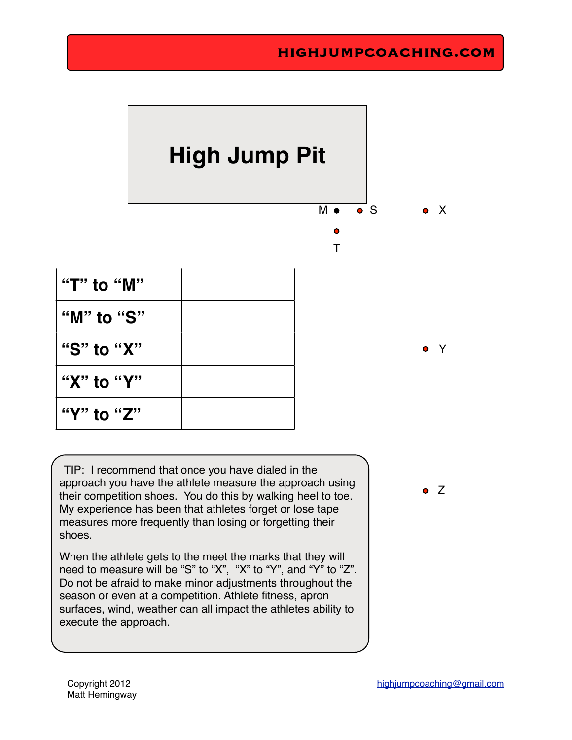HIGHJUMPCOACHING.COM

High Jump Pit

M S X

T

Y

Z

| | |
|---|---|
| **"T" to "M"** | |
| **"M" to "S"** | |
| **"S" to "X"** | |
| **"X" to "Y"** | |
| **"Y" to "Z"** | |

TIP: I recommend that once you have dialed in the approach you have the athlete measure the approach using their competition shoes. You do this by walking heel to toe. My experience has been that athletes forget or lose tape measures more frequently than losing or forgetting their shoes.

When the athlete gets to the meet the marks that they will need to measure will be "S" to "X", "X" to "Y", and "Y" to "Z". Do not be afraid to make minor adjustments throughout the season or even at a competition. Athlete fitness, apron surfaces, wind, weather can all impact the athletes ability to execute the approach.

Copyright 2012
Matt Hemingway

highjumpcoaching@gmail.com